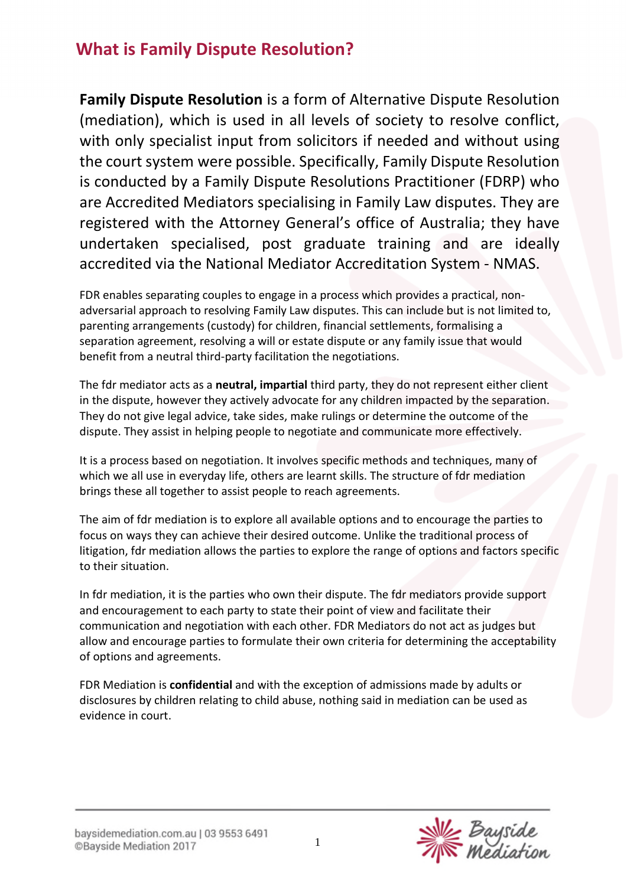# What is Family Dispute Resolution?

**Family Dispute Resolution** is a form of Alternative Dispute Resolution (mediation), which is used in all levels of society to resolve conflict, with only specialist input from solicitors if needed and without using the court system were possible. Specifically, Family Dispute Resolution is conducted by a Family Dispute Resolutions Practitioner (FDRP) who are Accredited Mediators specialising in Family Law disputes. They are registered with the Attorney General's office of Australia; they have undertaken specialised, post graduate training and are ideally accredited via the National Mediator Accreditation System - NMAS.

FDR enables separating couples to engage in a process which provides a practical, non-adversarial approach to resolving Family Law disputes. This can include but is not limited to, parenting arrangements (custody) for children, financial settlements, formalising a separation agreement, resolving a will or estate dispute or any family issue that would benefit from a neutral third-party facilitation the negotiations.

The fdr mediator acts as a **neutral, impartial** third party, they do not represent either client in the dispute, however they actively advocate for any children impacted by the separation. They do not give legal advice, take sides, make rulings or determine the outcome of the dispute. They assist in helping people to negotiate and communicate more effectively.

It is a process based on negotiation. It involves specific methods and techniques, many of which we all use in everyday life, others are learnt skills. The structure of fdr mediation brings these all together to assist people to reach agreements.

The aim of fdr mediation is to explore all available options and to encourage the parties to focus on ways they can achieve their desired outcome. Unlike the traditional process of litigation, fdr mediation allows the parties to explore the range of options and factors specific to their situation.

In fdr mediation, it is the parties who own their dispute. The fdr mediators provide support and encouragement to each party to state their point of view and facilitate their communication and negotiation with each other. FDR Mediators do not act as judges but allow and encourage parties to formulate their own criteria for determining the acceptability of options and agreements.

FDR Mediation is **confidential** and with the exception of admissions made by adults or disclosures by children relating to child abuse, nothing said in mediation can be used as evidence in court.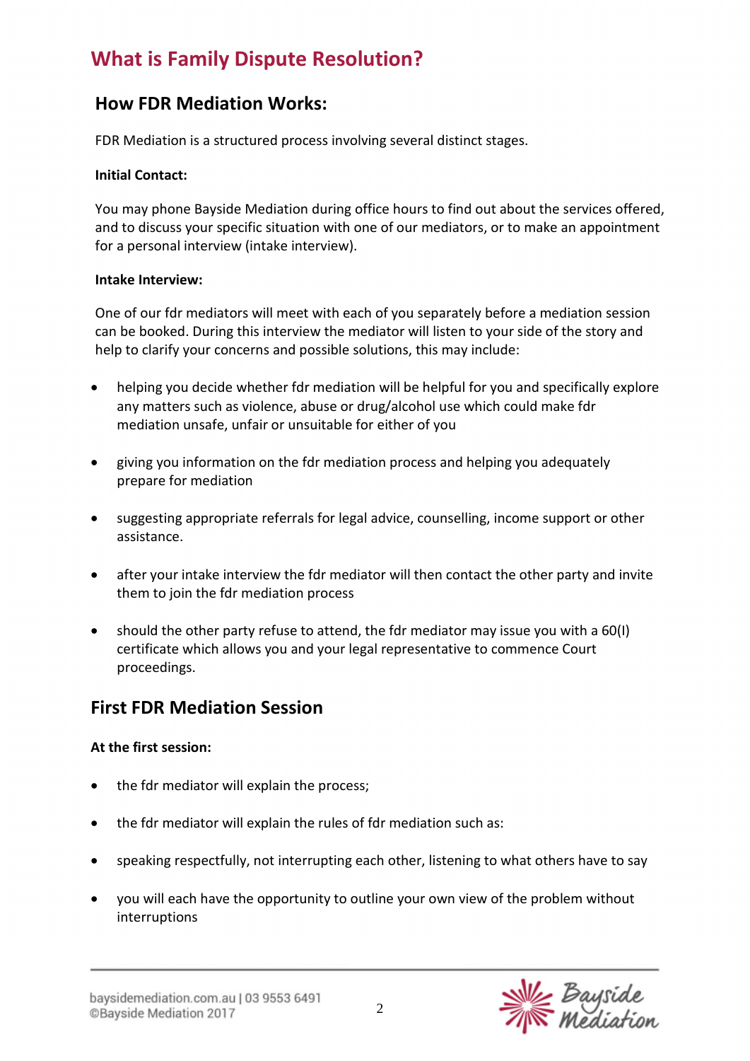# What is Family Dispute Resolution?

## How FDR Mediation Works:

FDR Mediation is a structured process involving several distinct stages.

**Initial Contact:**

You may phone Bayside Mediation during office hours to find out about the services offered, and to discuss your specific situation with one of our mediators, or to make an appointment for a personal interview (intake interview).

**Intake Interview:**

One of our fdr mediators will meet with each of you separately before a mediation session can be booked. During this interview the mediator will listen to your side of the story and help to clarify your concerns and possible solutions, this may include:

- helping you decide whether fdr mediation will be helpful for you and specifically explore any matters such as violence, abuse or drug/alcohol use which could make fdr mediation unsafe, unfair or unsuitable for either of you
- giving you information on the fdr mediation process and helping you adequately prepare for mediation
- suggesting appropriate referrals for legal advice, counselling, income support or other assistance.
- after your intake interview the fdr mediator will then contact the other party and invite them to join the fdr mediation process
- should the other party refuse to attend, the fdr mediator may issue you with a 60(I) certificate which allows you and your legal representative to commence Court proceedings.

## First FDR Mediation Session

**At the first session:**

- the fdr mediator will explain the process;
- the fdr mediator will explain the rules of fdr mediation such as:
- speaking respectfully, not interrupting each other, listening to what others have to say
- you will each have the opportunity to outline your own view of the problem without interruptions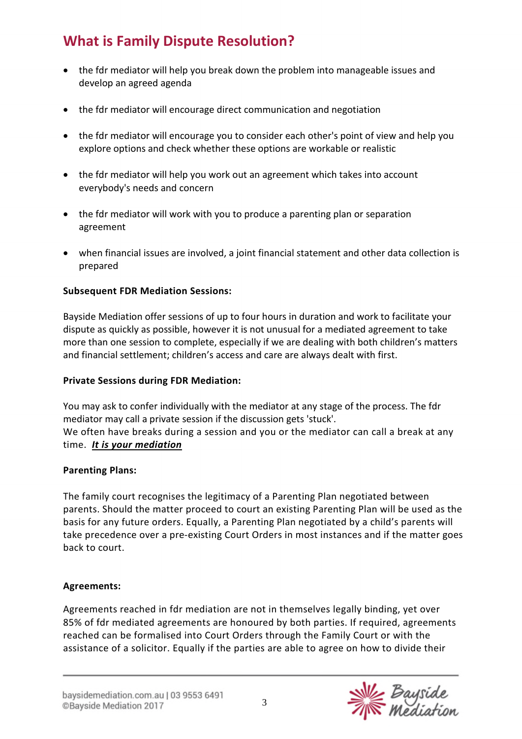## What is Family Dispute Resolution?

- the fdr mediator will help you break down the problem into manageable issues and develop an agreed agenda
- the fdr mediator will encourage direct communication and negotiation
- the fdr mediator will encourage you to consider each other's point of view and help you explore options and check whether these options are workable or realistic
- the fdr mediator will help you work out an agreement which takes into account everybody's needs and concern
- the fdr mediator will work with you to produce a parenting plan or separation agreement
- when financial issues are involved, a joint financial statement and other data collection is prepared

**Subsequent FDR Mediation Sessions:**

Bayside Mediation offer sessions of up to four hours in duration and work to facilitate your dispute as quickly as possible, however it is not unusual for a mediated agreement to take more than one session to complete, especially if we are dealing with both children's matters and financial settlement; children's access and care are always dealt with first.

**Private Sessions during FDR Mediation:**

You may ask to confer individually with the mediator at any stage of the process. The fdr mediator may call a private session if the discussion gets 'stuck'.
We often have breaks during a session and you or the mediator can call a break at any time. ***It is your mediation***

**Parenting Plans:**

The family court recognises the legitimacy of a Parenting Plan negotiated between parents. Should the matter proceed to court an existing Parenting Plan will be used as the basis for any future orders. Equally, a Parenting Plan negotiated by a child's parents will take precedence over a pre-existing Court Orders in most instances and if the matter goes back to court.

**Agreements:**

Agreements reached in fdr mediation are not in themselves legally binding, yet over 85% of fdr mediated agreements are honoured by both parties. If required, agreements reached can be formalised into Court Orders through the Family Court or with the assistance of a solicitor. Equally if the parties are able to agree on how to divide their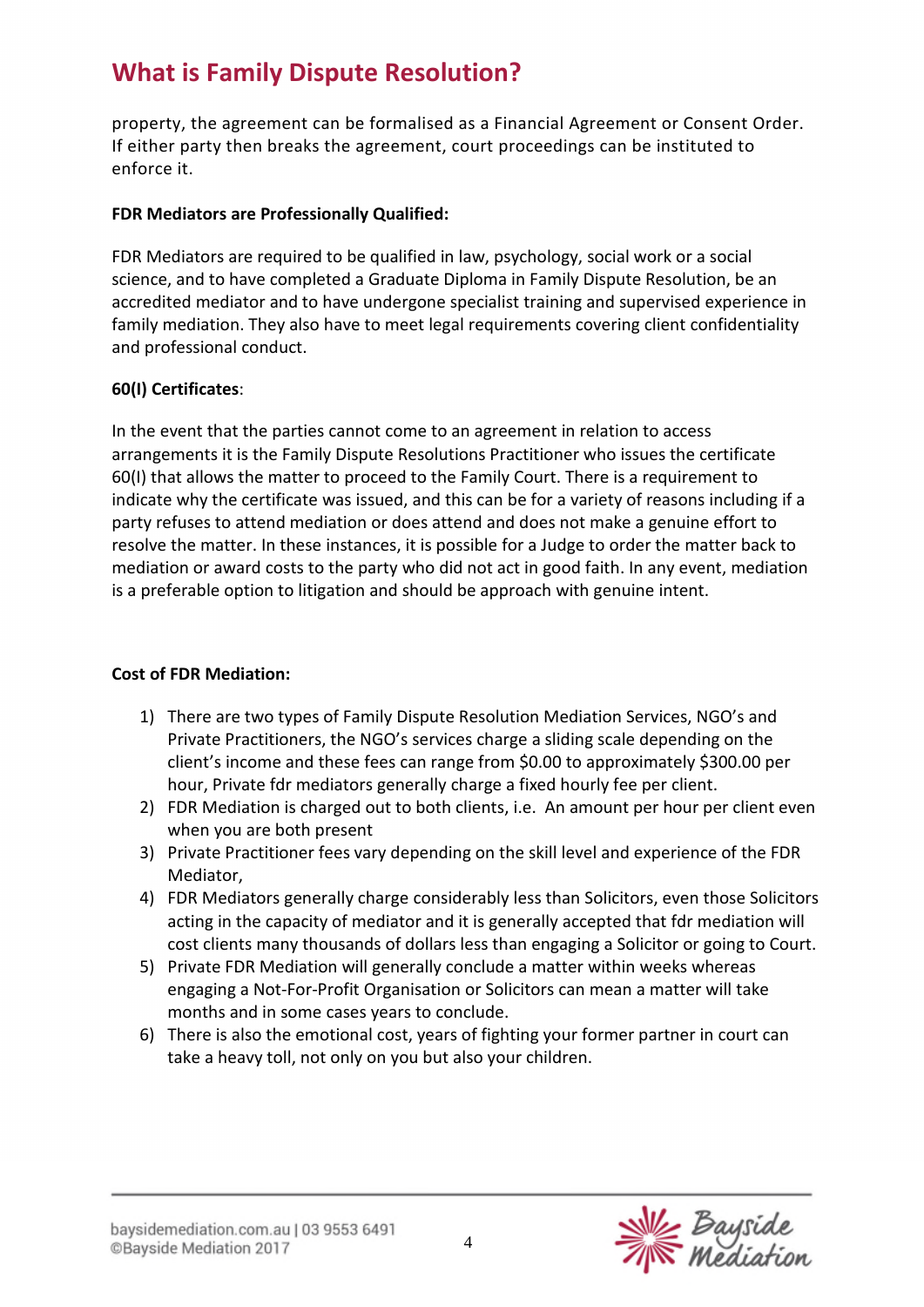property, the agreement can be formalised as a Financial Agreement or Consent Order. If either party then breaks the agreement, court proceedings can be instituted to enforce it.

**FDR Mediators are Professionally Qualified:**

FDR Mediators are required to be qualified in law, psychology, social work or a social science, and to have completed a Graduate Diploma in Family Dispute Resolution, be an accredited mediator and to have undergone specialist training and supervised experience in family mediation. They also have to meet legal requirements covering client confidentiality and professional conduct.

**60(I) Certificates**:

In the event that the parties cannot come to an agreement in relation to access arrangements it is the Family Dispute Resolutions Practitioner who issues the certificate 60(I) that allows the matter to proceed to the Family Court. There is a requirement to indicate why the certificate was issued, and this can be for a variety of reasons including if a party refuses to attend mediation or does attend and does not make a genuine effort to resolve the matter. In these instances, it is possible for a Judge to order the matter back to mediation or award costs to the party who did not act in good faith. In any event, mediation is a preferable option to litigation and should be approach with genuine intent.

**Cost of FDR Mediation:**

1) There are two types of Family Dispute Resolution Mediation Services, NGO's and Private Practitioners, the NGO's services charge a sliding scale depending on the client's income and these fees can range from $0.00 to approximately $300.00 per hour, Private fdr mediators generally charge a fixed hourly fee per client.
2) FDR Mediation is charged out to both clients, i.e. An amount per hour per client even when you are both present
3) Private Practitioner fees vary depending on the skill level and experience of the FDR Mediator,
4) FDR Mediators generally charge considerably less than Solicitors, even those Solicitors acting in the capacity of mediator and it is generally accepted that fdr mediation will cost clients many thousands of dollars less than engaging a Solicitor or going to Court.
5) Private FDR Mediation will generally conclude a matter within weeks whereas engaging a Not-For-Profit Organisation or Solicitors can mean a matter will take months and in some cases years to conclude.
6) There is also the emotional cost, years of fighting your former partner in court can take a heavy toll, not only on you but also your children.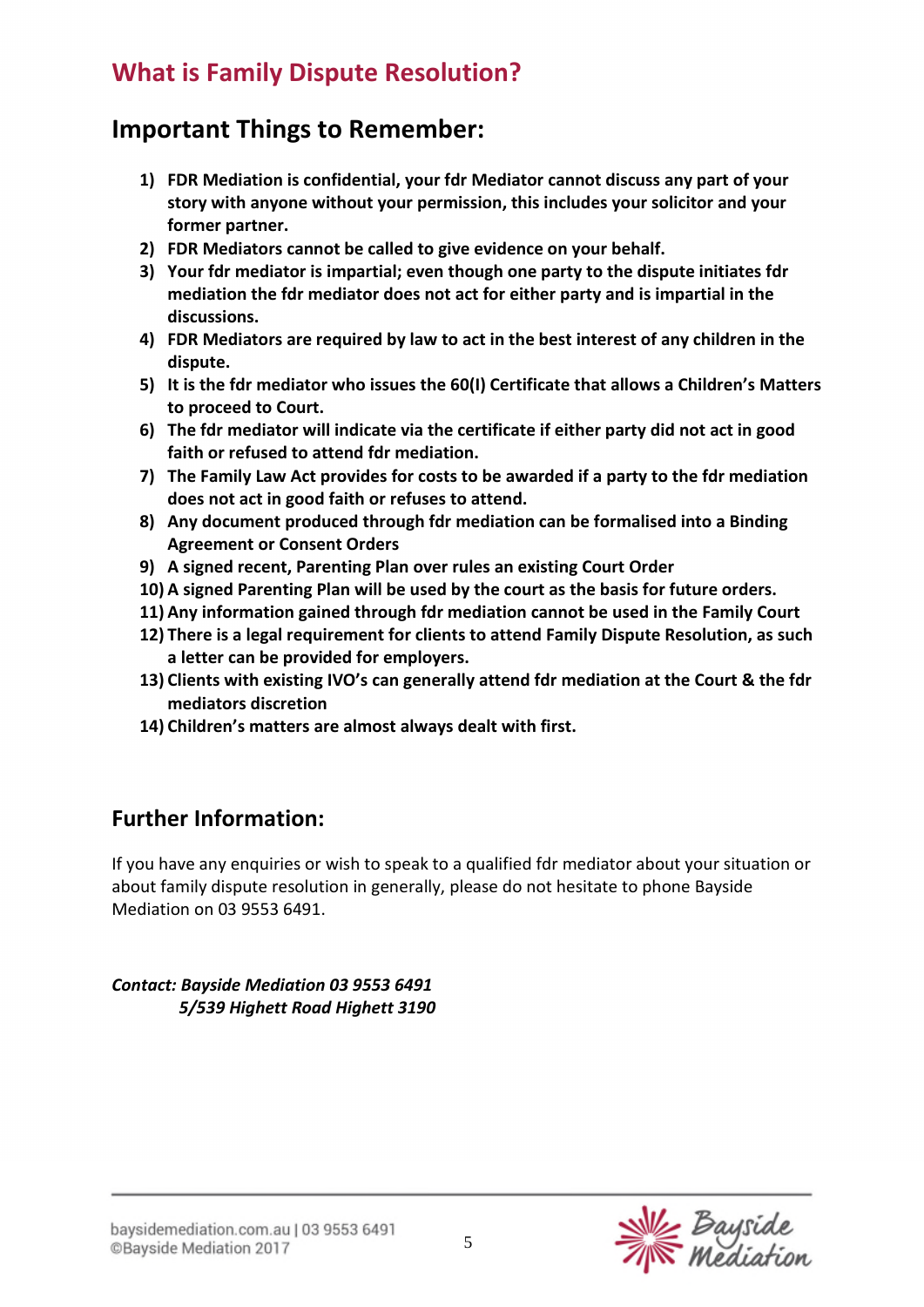## What is Family Dispute Resolution?

## Important Things to Remember:

1) **FDR Mediation is confidential, your fdr Mediator cannot discuss any part of your story with anyone without your permission, this includes your solicitor and your former partner.**
2) **FDR Mediators cannot be called to give evidence on your behalf.**
3) **Your fdr mediator is impartial; even though one party to the dispute initiates fdr mediation the fdr mediator does not act for either party and is impartial in the discussions.**
4) **FDR Mediators are required by law to act in the best interest of any children in the dispute.**
5) **It is the fdr mediator who issues the 60(I) Certificate that allows a Children's Matters to proceed to Court.**
6) **The fdr mediator will indicate via the certificate if either party did not act in good faith or refused to attend fdr mediation.**
7) **The Family Law Act provides for costs to be awarded if a party to the fdr mediation does not act in good faith or refuses to attend.**
8) **Any document produced through fdr mediation can be formalised into a Binding Agreement or Consent Orders**
9) **A signed recent, Parenting Plan over rules an existing Court Order**
10) **A signed Parenting Plan will be used by the court as the basis for future orders.**
11) **Any information gained through fdr mediation cannot be used in the Family Court**
12) **There is a legal requirement for clients to attend Family Dispute Resolution, as such a letter can be provided for employers.**
13) **Clients with existing IVO's can generally attend fdr mediation at the Court & the fdr mediators discretion**
14) **Children's matters are almost always dealt with first.**

## Further Information:

If you have any enquiries or wish to speak to a qualified fdr mediator about your situation or about family dispute resolution in generally, please do not hesitate to phone Bayside Mediation on 03 9553 6491.

***Contact: Bayside Mediation 03 9553 6491***
***5/539 Highett Road Highett 3190***